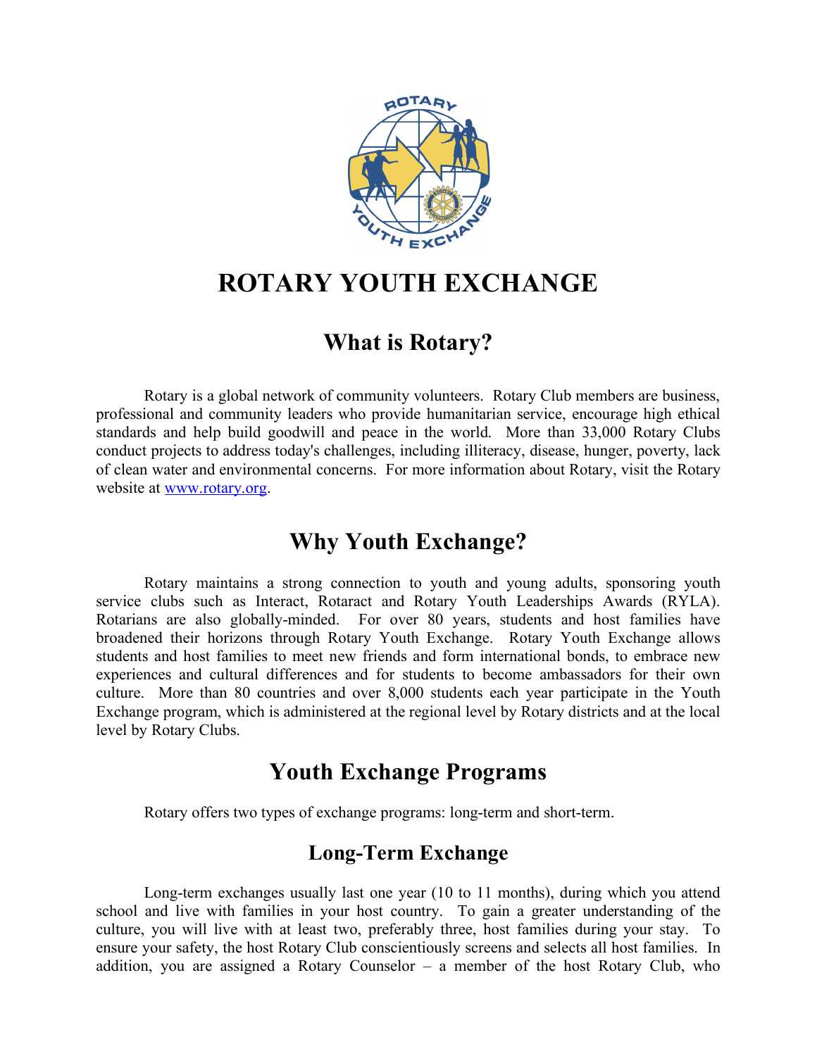# ROTARY YOUTH EXCHANGE

## What is Rotary?

Rotary is a global network of community volunteers. Rotary Club members are business, professional and community leaders who provide humanitarian service, encourage high ethical standards and help build goodwill and peace in the world. More than 33,000 Rotary Clubs conduct projects to address today's challenges, including illiteracy, disease, hunger, poverty, lack of clean water and environmental concerns. For more information about Rotary, visit the Rotary website at [www.rotary.org](http://www.rotary.org).

## Why Youth Exchange?

Rotary maintains a strong connection to youth and young adults, sponsoring youth service clubs such as Interact, Rotaract and Rotary Youth Leaderships Awards (RYLA). Rotarians are also globally-minded. For over 80 years, students and host families have broadened their horizons through Rotary Youth Exchange. Rotary Youth Exchange allows students and host families to meet new friends and form international bonds, to embrace new experiences and cultural differences and for students to become ambassadors for their own culture. More than 80 countries and over 8,000 students each year participate in the Youth Exchange program, which is administered at the regional level by Rotary districts and at the local level by Rotary Clubs.

## Youth Exchange Programs

Rotary offers two types of exchange programs: long-term and short-term.

### Long-Term Exchange

Long-term exchanges usually last one year (10 to 11 months), during which you attend school and live with families in your host country. To gain a greater understanding of the culture, you will live with at least two, preferably three, host families during your stay. To ensure your safety, the host Rotary Club conscientiously screens and selects all host families. In addition, you are assigned a Rotary Counselor – a member of the host Rotary Club, who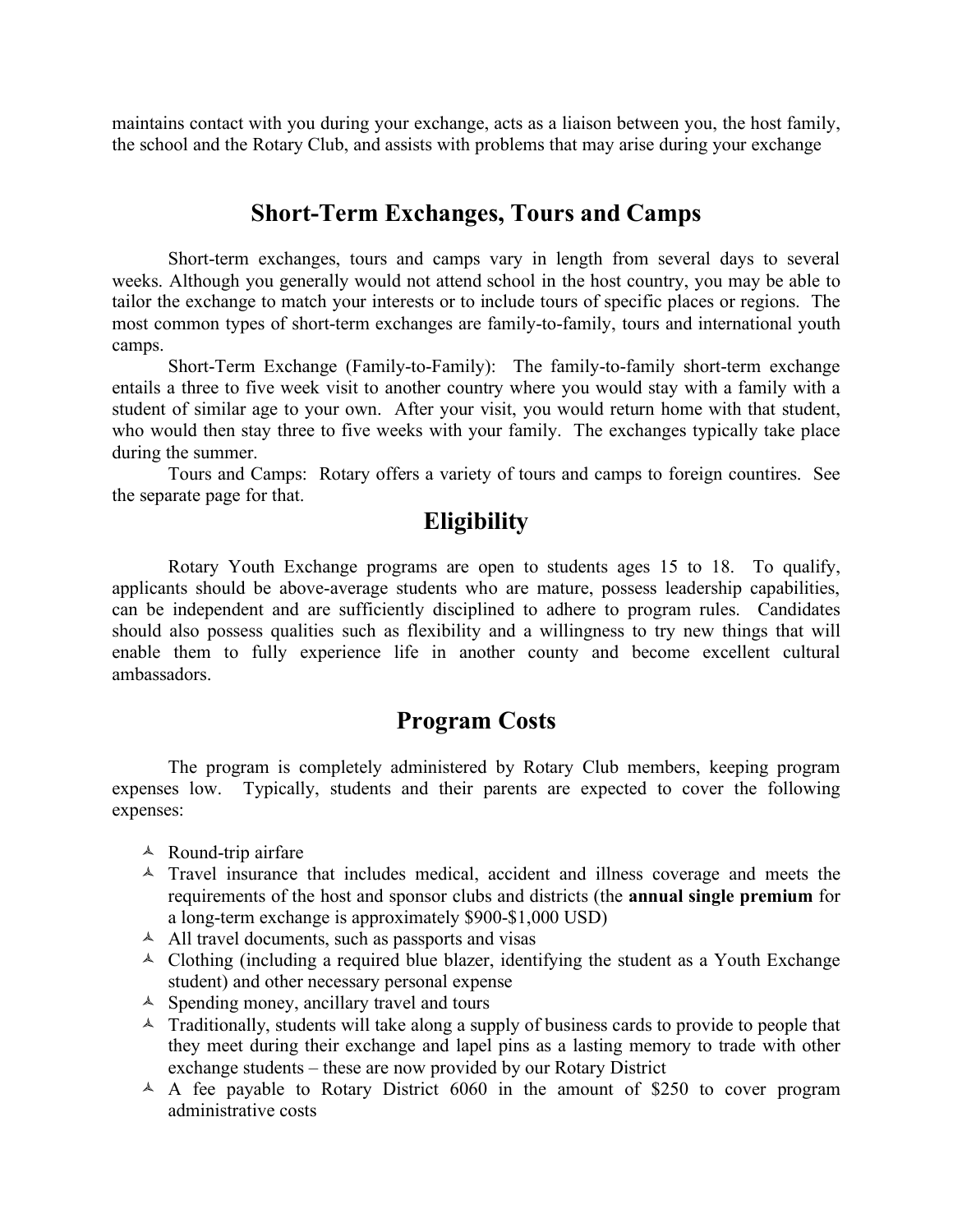maintains contact with you during your exchange, acts as a liaison between you, the host family, the school and the Rotary Club, and assists with problems that may arise during your exchange

## Short-Term Exchanges, Tours and Camps

Short-term exchanges, tours and camps vary in length from several days to several weeks. Although you generally would not attend school in the host country, you may be able to tailor the exchange to match your interests or to include tours of specific places or regions. The most common types of short-term exchanges are family-to-family, tours and international youth camps.

Short-Term Exchange (Family-to-Family): The family-to-family short-term exchange entails a three to five week visit to another country where you would stay with a family with a student of similar age to your own. After your visit, you would return home with that student, who would then stay three to five weeks with your family. The exchanges typically take place during the summer.

Tours and Camps: Rotary offers a variety of tours and camps to foreign countires. See the separate page for that.

## Eligibility

Rotary Youth Exchange programs are open to students ages 15 to 18. To qualify, applicants should be above-average students who are mature, possess leadership capabilities, can be independent and are sufficiently disciplined to adhere to program rules. Candidates should also possess qualities such as flexibility and a willingness to try new things that will enable them to fully experience life in another county and become excellent cultural ambassadors.

## Program Costs

The program is completely administered by Rotary Club members, keeping program expenses low. Typically, students and their parents are expected to cover the following expenses:

- Round-trip airfare
- Travel insurance that includes medical, accident and illness coverage and meets the requirements of the host and sponsor clubs and districts (the **annual single premium** for a long-term exchange is approximately $900-$1,000 USD)
- All travel documents, such as passports and visas
- Clothing (including a required blue blazer, identifying the student as a Youth Exchange student) and other necessary personal expense
- Spending money, ancillary travel and tours
- Traditionally, students will take along a supply of business cards to provide to people that they meet during their exchange and lapel pins as a lasting memory to trade with other exchange students – these are now provided by our Rotary District
- A fee payable to Rotary District 6060 in the amount of $250 to cover program administrative costs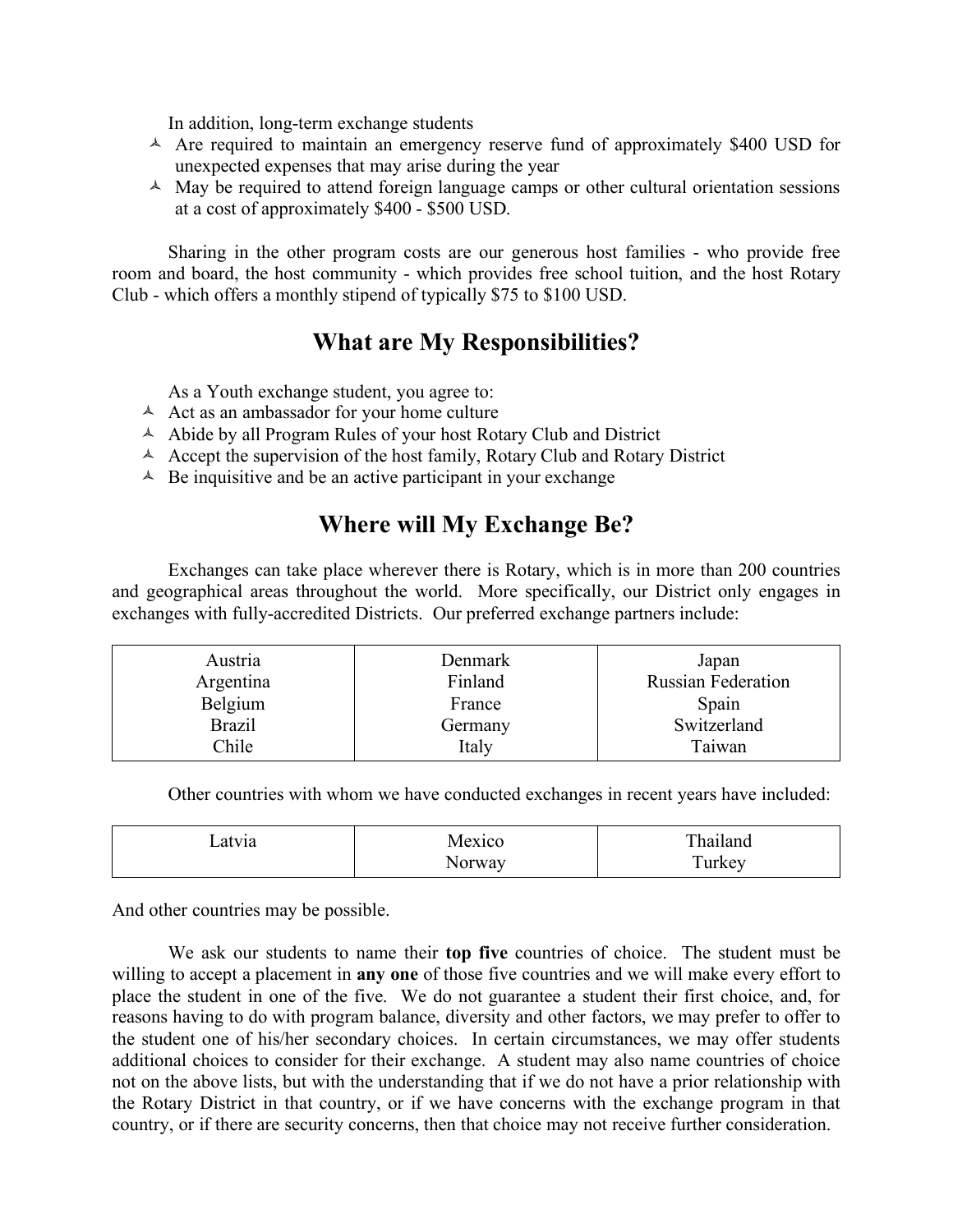In addition, long-term exchange students

- Are required to maintain an emergency reserve fund of approximately $400 USD for unexpected expenses that may arise during the year
- May be required to attend foreign language camps or other cultural orientation sessions at a cost of approximately $400 - $500 USD.

Sharing in the other program costs are our generous host families - who provide free room and board, the host community - which provides free school tuition, and the host Rotary Club - which offers a monthly stipend of typically $75 to $100 USD.

## What are My Responsibilities?

As a Youth exchange student, you agree to:

- Act as an ambassador for your home culture
- Abide by all Program Rules of your host Rotary Club and District
- Accept the supervision of the host family, Rotary Club and Rotary District
- Be inquisitive and be an active participant in your exchange

## Where will My Exchange Be?

Exchanges can take place wherever there is Rotary, which is in more than 200 countries and geographical areas throughout the world. More specifically, our District only engages in exchanges with fully-accredited Districts. Our preferred exchange partners include:

| | | |
|---|---|---|
| Austria | Denmark | Japan |
| Argentina | Finland | Russian Federation |
| Belgium | France | Spain |
| Brazil | Germany | Switzerland |
| Chile | Italy | Taiwan |

Other countries with whom we have conducted exchanges in recent years have included:

| | | |
|---|---|---|
| Latvia | Mexico | Thailand |
| | Norway | Turkey |

And other countries may be possible.

We ask our students to name their **top five** countries of choice. The student must be willing to accept a placement in **any one** of those five countries and we will make every effort to place the student in one of the five. We do not guarantee a student their first choice, and, for reasons having to do with program balance, diversity and other factors, we may prefer to offer to the student one of his/her secondary choices. In certain circumstances, we may offer students additional choices to consider for their exchange. A student may also name countries of choice not on the above lists, but with the understanding that if we do not have a prior relationship with the Rotary District in that country, or if we have concerns with the exchange program in that country, or if there are security concerns, then that choice may not receive further consideration.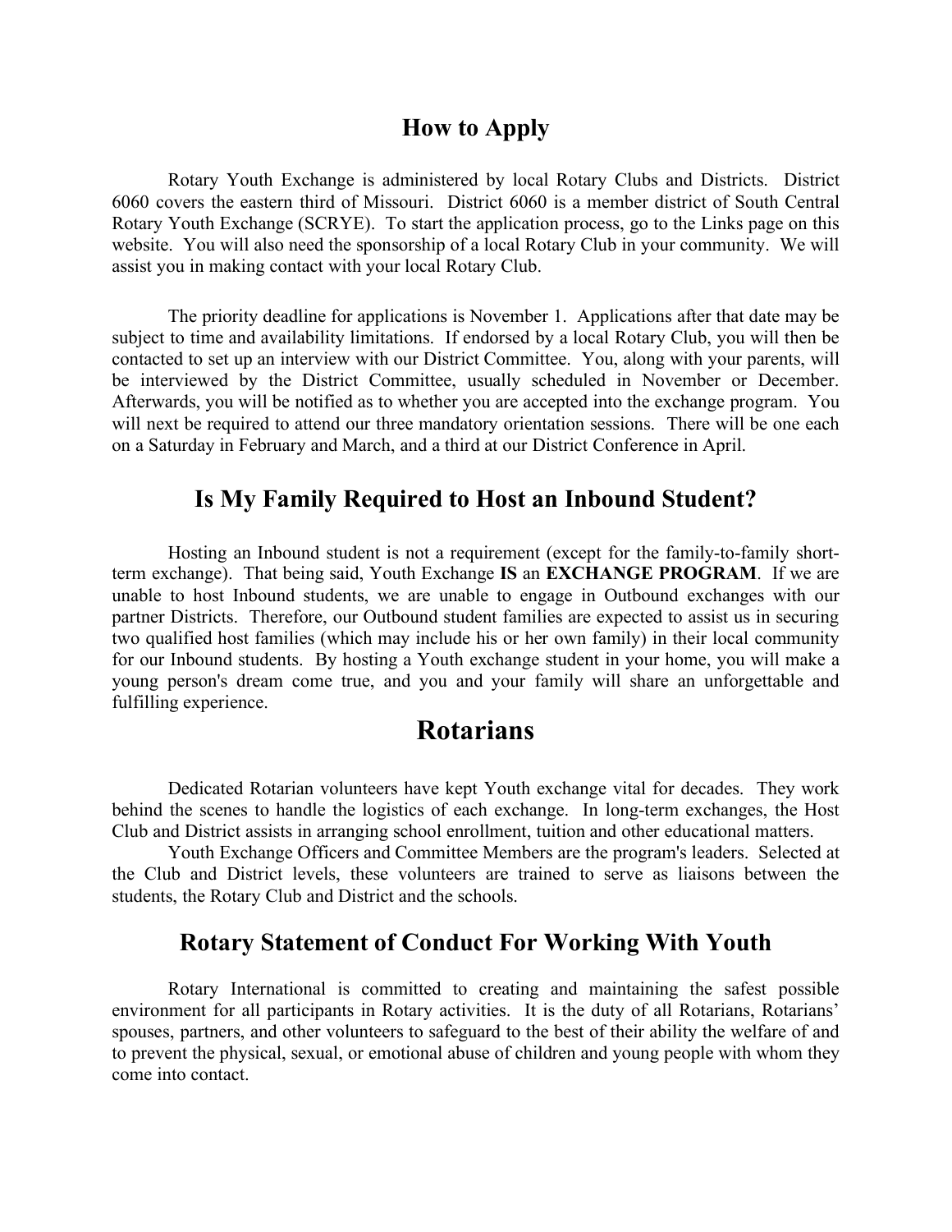## How to Apply

Rotary Youth Exchange is administered by local Rotary Clubs and Districts. District 6060 covers the eastern third of Missouri. District 6060 is a member district of South Central Rotary Youth Exchange (SCRYE). To start the application process, go to the Links page on this website. You will also need the sponsorship of a local Rotary Club in your community. We will assist you in making contact with your local Rotary Club.

The priority deadline for applications is November 1. Applications after that date may be subject to time and availability limitations. If endorsed by a local Rotary Club, you will then be contacted to set up an interview with our District Committee. You, along with your parents, will be interviewed by the District Committee, usually scheduled in November or December. Afterwards, you will be notified as to whether you are accepted into the exchange program. You will next be required to attend our three mandatory orientation sessions. There will be one each on a Saturday in February and March, and a third at our District Conference in April.

## Is My Family Required to Host an Inbound Student?

Hosting an Inbound student is not a requirement (except for the family-to-family short-term exchange). That being said, Youth Exchange **IS** an **EXCHANGE PROGRAM**. If we are unable to host Inbound students, we are unable to engage in Outbound exchanges with our partner Districts. Therefore, our Outbound student families are expected to assist us in securing two qualified host families (which may include his or her own family) in their local community for our Inbound students. By hosting a Youth exchange student in your home, you will make a young person's dream come true, and you and your family will share an unforgettable and fulfilling experience.

## Rotarians

Dedicated Rotarian volunteers have kept Youth exchange vital for decades. They work behind the scenes to handle the logistics of each exchange. In long-term exchanges, the Host Club and District assists in arranging school enrollment, tuition and other educational matters.

Youth Exchange Officers and Committee Members are the program's leaders. Selected at the Club and District levels, these volunteers are trained to serve as liaisons between the students, the Rotary Club and District and the schools.

## Rotary Statement of Conduct For Working With Youth

Rotary International is committed to creating and maintaining the safest possible environment for all participants in Rotary activities. It is the duty of all Rotarians, Rotarians' spouses, partners, and other volunteers to safeguard to the best of their ability the welfare of and to prevent the physical, sexual, or emotional abuse of children and young people with whom they come into contact.